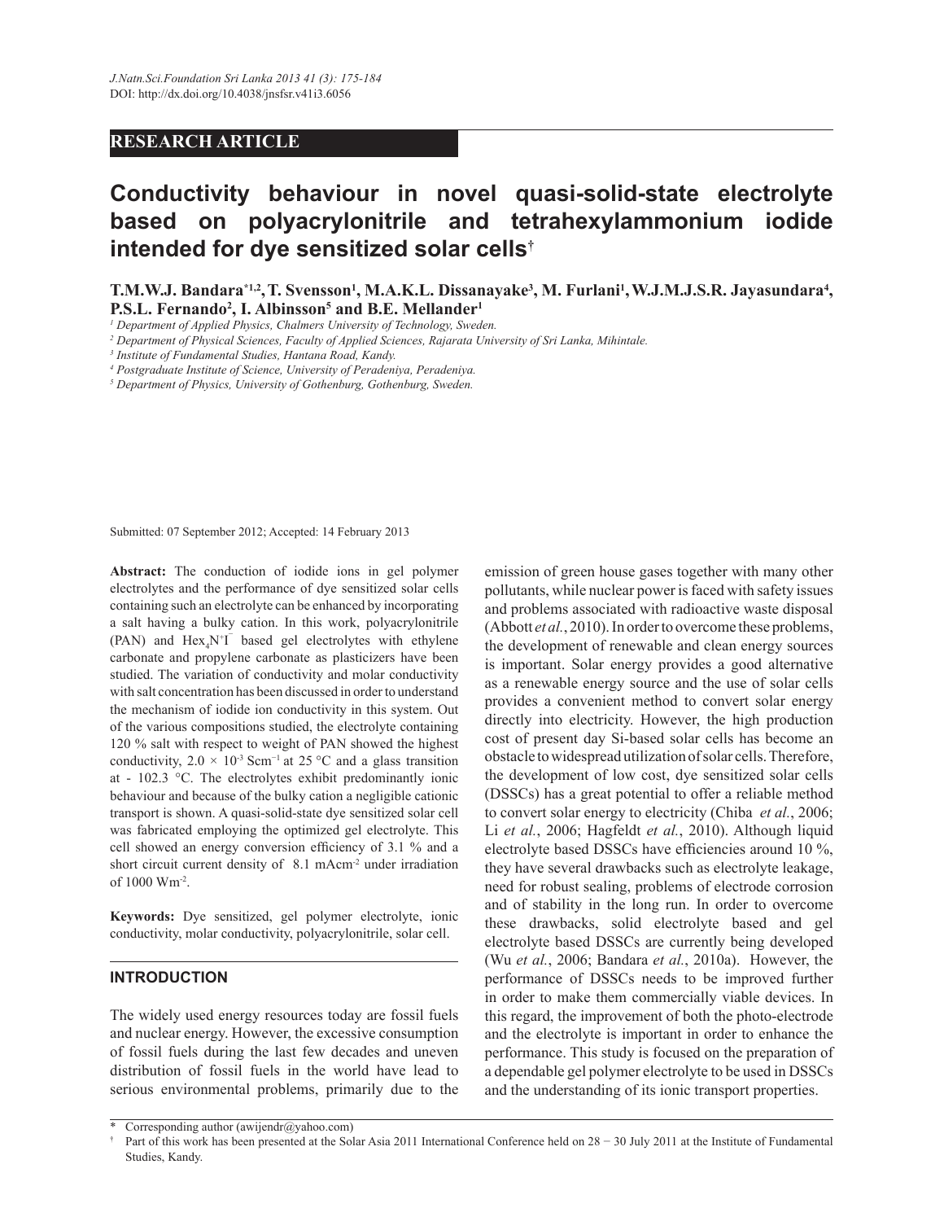RESEARCH ARTICLE

# Conductivity behaviour in novel quasi-solid-state electrolyte based on polyacrylonitrile and tetrahexylammonium iodide intended for dye sensitized solar cells[†]

**T.M.W.J. Bandara[*1,2], T. Svensson[1], M.A.K.L. Dissanayake[3], M. Furlani[1], W.J.M.J.S.R. Jayasundara[4], P.S.L. Fernando[2], I. Albinsson[5] and B.E. Mellander[1]**

[1] *Department of Applied Physics, Chalmers University of Technology, Sweden.*
[2] *Department of Physical Sciences, Faculty of Applied Sciences, Rajarata University of Sri Lanka, Mihintale.*
[3] *Institute of Fundamental Studies, Hantana Road, Kandy.*
[4] *Postgraduate Institute of Science, University of Peradeniya, Peradeniya.*
[5] *Department of Physics, University of Gothenburg, Gothenburg, Sweden.*

Submitted: 07 September 2012; Accepted: 14 February 2013

**Abstract:** The conduction of iodide ions in gel polymer electrolytes and the performance of dye sensitized solar cells containing such an electrolyte can be enhanced by incorporating a salt having a bulky cation. In this work, polyacrylonitrile (PAN) and $Hex_4N^+I^-$ based gel electrolytes with ethylene carbonate and propylene carbonate as plasticizers have been studied. The variation of conductivity and molar conductivity with salt concentration has been discussed in order to understand the mechanism of iodide ion conductivity in this system. Out of the various compositions studied, the electrolyte containing 120 % salt with respect to weight of PAN showed the highest conductivity, $2.0 \times 10^{-3}$ $Scm^{-1}$ at 25 °C and a glass transition at - 102.3 °C. The electrolytes exhibit predominantly ionic behaviour and because of the bulky cation a negligible cationic transport is shown. A quasi-solid-state dye sensitized solar cell was fabricated employing the optimized gel electrolyte. This cell showed an energy conversion efficiency of 3.1 % and a short circuit current density of 8.1 $mAcm^{-2}$ under irradiation of 1000 $Wm^{-2}$.

**Keywords:** Dye sensitized, gel polymer electrolyte, ionic conductivity, molar conductivity, polyacrylonitrile, solar cell.

## INTRODUCTION

The widely used energy resources today are fossil fuels and nuclear energy. However, the excessive consumption of fossil fuels during the last few decades and uneven distribution of fossil fuels in the world have lead to serious environmental problems, primarily due to the emission of green house gases together with many other pollutants, while nuclear power is faced with safety issues and problems associated with radioactive waste disposal (Abbott *et al.*, 2010). In order to overcome these problems, the development of renewable and clean energy sources is important. Solar energy provides a good alternative as a renewable energy source and the use of solar cells provides a convenient method to convert solar energy directly into electricity. However, the high production cost of present day Si-based solar cells has become an obstacle to widespread utilization of solar cells. Therefore, the development of low cost, dye sensitized solar cells (DSSCs) has a great potential to offer a reliable method to convert solar energy to electricity (Chiba *et al.*, 2006; Li *et al.*, 2006; Hagfeldt *et al.*, 2010). Although liquid electrolyte based DSSCs have efficiencies around 10 %, they have several drawbacks such as electrolyte leakage, need for robust sealing, problems of electrode corrosion and of stability in the long run. In order to overcome these drawbacks, solid electrolyte based and gel electrolyte based DSSCs are currently being developed (Wu *et al.*, 2006; Bandara *et al.*, 2010a). However, the performance of DSSCs needs to be improved further in order to make them commercially viable devices. In this regard, the improvement of both the photo-electrode and the electrolyte is important in order to enhance the performance. This study is focused on the preparation of a dependable gel polymer electrolyte to be used in DSSCs and the understanding of its ionic transport properties.

---

\* Corresponding author (awijendr@yahoo.com)

† Part of this work has been presented at the Solar Asia 2011 International Conference held on 28 − 30 July 2011 at the Institute of Fundamental Studies, Kandy.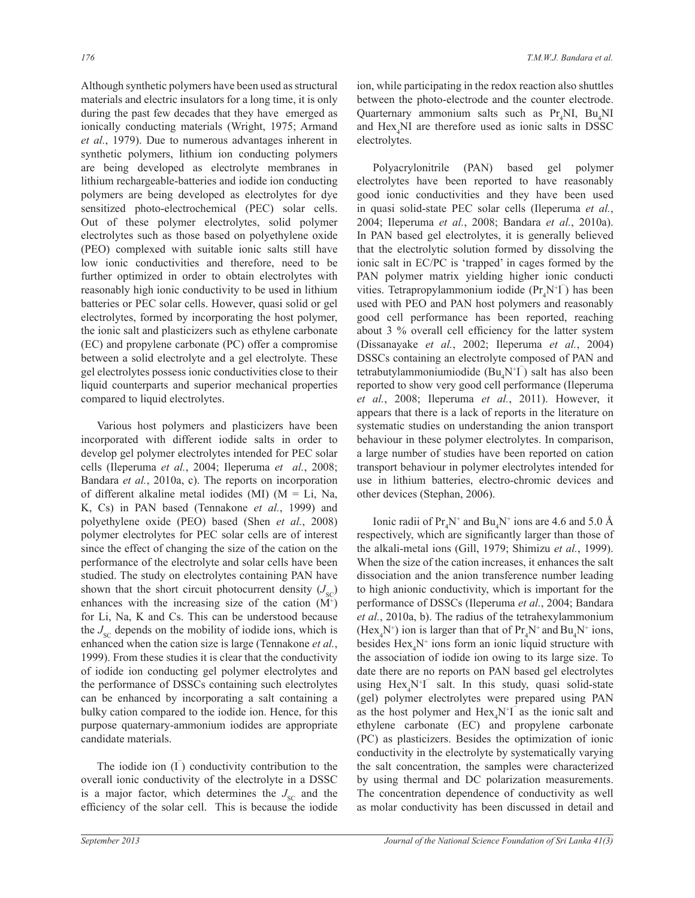Although synthetic polymers have been used as structural materials and electric insulators for a long time, it is only during the past few decades that they have emerged as ionically conducting materials (Wright, 1975; Armand *et al.*, 1979). Due to numerous advantages inherent in synthetic polymers, lithium ion conducting polymers are being developed as electrolyte membranes in lithium rechargeable-batteries and iodide ion conducting polymers are being developed as electrolytes for dye sensitized photo-electrochemical (PEC) solar cells. Out of these polymer electrolytes, solid polymer electrolytes such as those based on polyethylene oxide (PEO) complexed with suitable ionic salts still have low ionic conductivities and therefore, need to be further optimized in order to obtain electrolytes with reasonably high ionic conductivity to be used in lithium batteries or PEC solar cells. However, quasi solid or gel electrolytes, formed by incorporating the host polymer, the ionic salt and plasticizers such as ethylene carbonate (EC) and propylene carbonate (PC) offer a compromise between a solid electrolyte and a gel electrolyte. These gel electrolytes possess ionic conductivities close to their liquid counterparts and superior mechanical properties compared to liquid electrolytes.

Various host polymers and plasticizers have been incorporated with different iodide salts in order to develop gel polymer electrolytes intended for PEC solar cells (Ileperuma *et al.*, 2004; Ileperuma *et al.*, 2008; Bandara *et al.*, 2010a, c). The reports on incorporation of different alkaline metal iodides (MI) (M = Li, Na, K, Cs) in PAN based (Tennakone *et al.*, 1999) and polyethylene oxide (PEO) based (Shen *et al.*, 2008) polymer electrolytes for PEC solar cells are of interest since the effect of changing the size of the cation on the performance of the electrolyte and solar cells have been studied. The study on electrolytes containing PAN have shown that the short circuit photocurrent density ($J_{SC}$) enhances with the increasing size of the cation ($M^+$) for Li, Na, K and Cs. This can be understood because the $J_{SC}$ depends on the mobility of iodide ions, which is enhanced when the cation size is large (Tennakone *et al.*, 1999). From these studies it is clear that the conductivity of iodide ion conducting gel polymer electrolytes and the performance of DSSCs containing such electrolytes can be enhanced by incorporating a salt containing a bulky cation compared to the iodide ion. Hence, for this purpose quaternary-ammonium iodides are appropriate candidate materials.

The iodide ion ($I^-$) conductivity contribution to the overall ionic conductivity of the electrolyte in a DSSC is a major factor, which determines the $J_{SC}$ and the efficiency of the solar cell. This is because the iodide ion, while participating in the redox reaction also shuttles between the photo-electrode and the counter electrode. Quarternary ammonium salts such as $Pr_4NI$, $Bu_4NI$ and $Hex_4NI$ are therefore used as ionic salts in DSSC electrolytes.

Polyacrylonitrile (PAN) based gel polymer electrolytes have been reported to have reasonably good ionic conductivities and they have been used in quasi solid-state PEC solar cells (Ileperuma *et al.*, 2004; Ileperuma *et al.*, 2008; Bandara *et al.*, 2010a). In PAN based gel electrolytes, it is generally believed that the electrolytic solution formed by dissolving the ionic salt in EC/PC is 'trapped' in cages formed by the PAN polymer matrix yielding higher ionic conducti vities. Tetrapropylammonium iodide ($Pr_4N^+I^-$) has been used with PEO and PAN host polymers and reasonably good cell performance has been reported, reaching about 3 % overall cell efficiency for the latter system (Dissanayake *et al.*, 2002; Ileperuma *et al.*, 2004) DSSCs containing an electrolyte composed of PAN and tetrabutylammoniumiodide ($Bu_4N^+I^-$) salt has also been reported to show very good cell performance (Ileperuma *et al.*, 2008; Ileperuma *et al.*, 2011). However, it appears that there is a lack of reports in the literature on systematic studies on understanding the anion transport behaviour in these polymer electrolytes. In comparison, a large number of studies have been reported on cation transport behaviour in polymer electrolytes intended for use in lithium batteries, electro-chromic devices and other devices (Stephan, 2006).

Ionic radii of $Pr_4N^+$ and $Bu_4N^+$ ions are 4.6 and 5.0 Å respectively, which are significantly larger than those of the alkali-metal ions (Gill, 1979; Shimizu *et al.*, 1999). When the size of the cation increases, it enhances the salt dissociation and the anion transference number leading to high anionic conductivity, which is important for the performance of DSSCs (Ileperuma *et al.*, 2004; Bandara *et al.*, 2010a, b). The radius of the tetrahexylammonium ($Hex_4N^+$) ion is larger than that of $Pr_4N^+$ and $Bu_4N^+$ ions, besides $Hex_4N^+$ ions form an ionic liquid structure with the association of iodide ion owing to its large size. To date there are no reports on PAN based gel electrolytes using $Hex_4N^+I^-$ salt. In this study, quasi solid-state (gel) polymer electrolytes were prepared using PAN as the host polymer and $Hex_4N^+I^-$ as the ionic salt and ethylene carbonate (EC) and propylene carbonate (PC) as plasticizers. Besides the optimization of ionic conductivity in the electrolyte by systematically varying the salt concentration, the samples were characterized by using thermal and DC polarization measurements. The concentration dependence of conductivity as well as molar conductivity has been discussed in detail and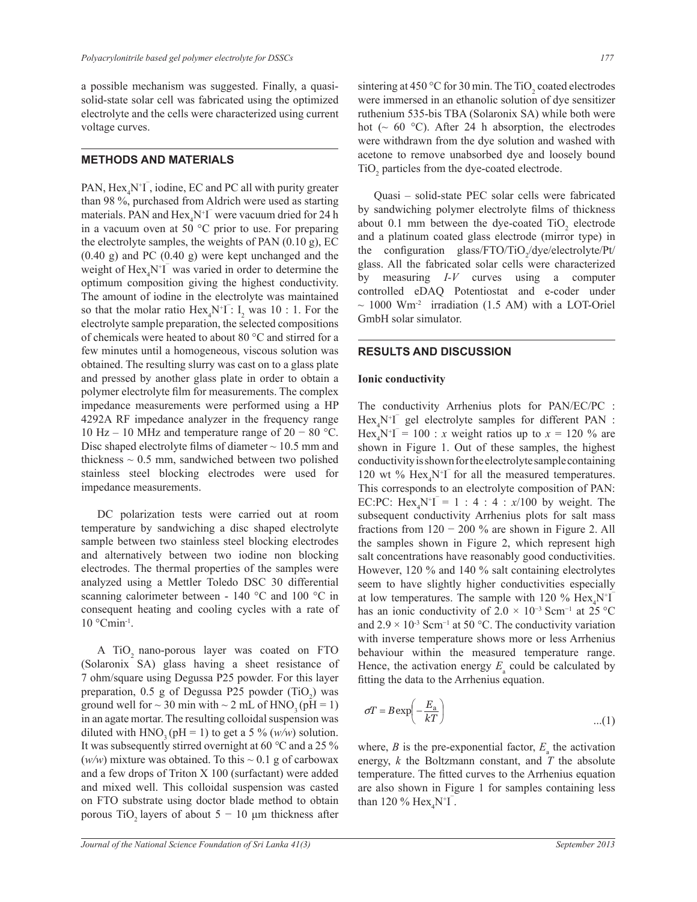a possible mechanism was suggested. Finally, a quasi-solid-state solar cell was fabricated using the optimized electrolyte and the cells were characterized using current voltage curves.

## METHODS AND MATERIALS

PAN, $Hex_4N^+I^-$, iodine, EC and PC all with purity greater than 98 %, purchased from Aldrich were used as starting materials. PAN and $Hex_4N^+I^-$ were vacuum dried for 24 h in a vacuum oven at 50 °C prior to use. For preparing the electrolyte samples, the weights of PAN (0.10 g), EC (0.40 g) and PC (0.40 g) were kept unchanged and the weight of $Hex_4N^+I^-$ was varied in order to determine the optimum composition giving the highest conductivity. The amount of iodine in the electrolyte was maintained so that the molar ratio $Hex_4N^+I^-$ : $I_2$ was 10 : 1. For the electrolyte sample preparation, the selected compositions of chemicals were heated to about 80 °C and stirred for a few minutes until a homogeneous, viscous solution was obtained. The resulting slurry was cast on to a glass plate and pressed by another glass plate in order to obtain a polymer electrolyte film for measurements. The complex impedance measurements were performed using a HP 4292A RF impedance analyzer in the frequency range 10 Hz – 10 MHz and temperature range of 20 − 80 °C. Disc shaped electrolyte films of diameter ~ 10.5 mm and thickness ~ 0.5 mm, sandwiched between two polished stainless steel blocking electrodes were used for impedance measurements.

DC polarization tests were carried out at room temperature by sandwiching a disc shaped electrolyte sample between two stainless steel blocking electrodes and alternatively between two iodine non blocking electrodes. The thermal properties of the samples were analyzed using a Mettler Toledo DSC 30 differential scanning calorimeter between - 140 °C and 100 °C in consequent heating and cooling cycles with a rate of 10 °Cmin$^{-1}$.

A $TiO_2$ nano-porous layer was coated on FTO (Solaronix SA) glass having a sheet resistance of 7 ohm/square using Degussa P25 powder. For this layer preparation, 0.5 g of Degussa P25 powder ($TiO_2$) was ground well for ~ 30 min with ~ 2 mL of $HNO_3$ (pH = 1) in an agate mortar. The resulting colloidal suspension was diluted with $HNO_3$ (pH = 1) to get a 5 % (*w/w*) solution. It was subsequently stirred overnight at 60 °C and a 25 % (*w/w*) mixture was obtained. To this ~ 0.1 g of carbowax and a few drops of Triton X 100 (surfactant) were added and mixed well. This colloidal suspension was casted on FTO substrate using doctor blade method to obtain porous $TiO_2$ layers of about 5 − 10 μm thickness after sintering at 450 °C for 30 min. The $TiO_2$ coated electrodes were immersed in an ethanolic solution of dye sensitizer ruthenium 535-bis TBA (Solaronix SA) while both were hot (~ 60 °C). After 24 h absorption, the electrodes were withdrawn from the dye solution and washed with acetone to remove unabsorbed dye and loosely bound $TiO_2$ particles from the dye-coated electrode.

Quasi – solid-state PEC solar cells were fabricated by sandwiching polymer electrolyte films of thickness about 0.1 mm between the dye-coated $TiO_2$ electrode and a platinum coated glass electrode (mirror type) in the configuration glass/FTO/$TiO_2$/dye/electrolyte/Pt/glass. All the fabricated solar cells were characterized by measuring *I-V* curves using a computer controlled eDAQ Potentiostat and e-coder under ~ 1000 Wm$^{-2}$ irradiation (1.5 AM) with a LOT-Oriel GmbH solar simulator.

## RESULTS AND DISCUSSION

### Ionic conductivity

The conductivity Arrhenius plots for PAN/EC/PC : $Hex_4N^+I^-$ gel electrolyte samples for different PAN : $Hex_4N^+I^-$ = 100 : *x* weight ratios up to *x* = 120 % are shown in Figure 1. Out of these samples, the highest conductivity is shown for the electrolyte sample containing 120 wt % $Hex_4N^+I^-$ for all the measured temperatures. This corresponds to an electrolyte composition of PAN: EC:PC: $Hex_4N^+I^-$ = 1 : 4 : 4 : *x*/100 by weight. The subsequent conductivity Arrhenius plots for salt mass fractions from 120 − 200 % are shown in Figure 2. All the samples shown in Figure 2, which represent high salt concentrations have reasonably good conductivities. However, 120 % and 140 % salt containing electrolytes seem to have slightly higher conductivities especially at low temperatures. The sample with 120 % $Hex_4N^+I^-$ has an ionic conductivity of $2.0 \times 10^{-3}$ Scm$^{-1}$ at 25 °C and $2.9 \times 10^{-3}$ Scm$^{-1}$ at 50 °C. The conductivity variation with inverse temperature shows more or less Arrhenius behaviour within the measured temperature range. Hence, the activation energy $E_a$ could be calculated by fitting the data to the Arrhenius equation.

$$\sigma T = B \exp\left(-\frac{E_a}{kT}\right) \quad ...(1)$$

where, $B$ is the pre-exponential factor, $E_a$ the activation energy, $k$ the Boltzmann constant, and $T$ the absolute temperature. The fitted curves to the Arrhenius equation are also shown in Figure 1 for samples containing less than 120 % $Hex_4N^+I^-$.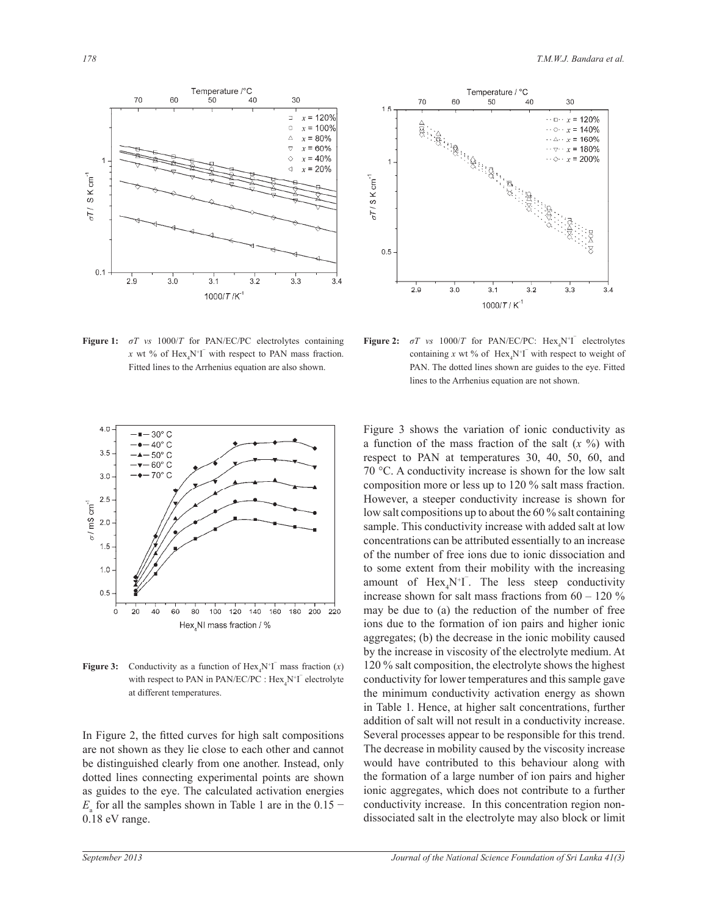**Figure 1:** $\sigma T$ *vs* $1000/T$ for PAN/EC/PC electrolytes containing $x$ wt % of $Hex_4N^+I^-$ with respect to PAN mass fraction. Fitted lines to the Arrhenius equation are also shown.

**Figure 2:** $\sigma T$ *vs* $1000/T$ for PAN/EC/PC: $Hex_4N^+I^-$ electrolytes containing $x$ wt % of $Hex_4N^+I^-$ with respect to weight of PAN. The dotted lines shown are guides to the eye. Fitted lines to the Arrhenius equation are not shown.

**Figure 3:** Conductivity as a function of $Hex_4N^+I^-$ mass fraction ($x$) with respect to PAN in PAN/EC/PC : $Hex_4N^+I^-$ electrolyte at different temperatures.

In Figure 2, the fitted curves for high salt compositions are not shown as they lie close to each other and cannot be distinguished clearly from one another. Instead, only dotted lines connecting experimental points are shown as guides to the eye. The calculated activation energies $E_a$ for all the samples shown in Table 1 are in the 0.15 − 0.18 eV range.

Figure 3 shows the variation of ionic conductivity as a function of the mass fraction of the salt ($x$ %) with respect to PAN at temperatures 30, 40, 50, 60, and 70 °C. A conductivity increase is shown for the low salt composition more or less up to 120 % salt mass fraction. However, a steeper conductivity increase is shown for low salt compositions up to about the 60 % salt containing sample. This conductivity increase with added salt at low concentrations can be attributed essentially to an increase of the number of free ions due to ionic dissociation and to some extent from their mobility with the increasing amount of $Hex_4N^+I^-$. The less steep conductivity increase shown for salt mass fractions from 60 – 120 % may be due to (a) the reduction of the number of free ions due to the formation of ion pairs and higher ionic aggregates; (b) the decrease in the ionic mobility caused by the increase in viscosity of the electrolyte medium. At 120 % salt composition, the electrolyte shows the highest conductivity for lower temperatures and this sample gave the minimum conductivity activation energy as shown in Table 1. Hence, at higher salt concentrations, further addition of salt will not result in a conductivity increase. Several processes appear to be responsible for this trend. The decrease in mobility caused by the viscosity increase would have contributed to this behaviour along with the formation of a large number of ion pairs and higher ionic aggregates, which does not contribute to a further conductivity increase. In this concentration region non-dissociated salt in the electrolyte may also block or limit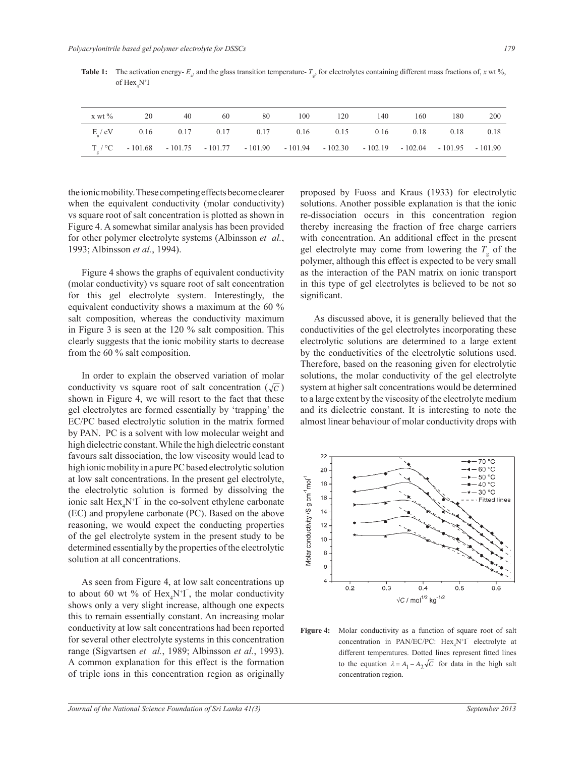**Table 1:** The activation energy- $E_a$, and the glass transition temperature- $T_g$, for electrolytes containing different mass fractions of, *x* wt %, of $Hex_4N^+I^-$

| x wt % | 20 | 40 | 60 | 80 | 100 | 120 | 140 | 160 | 180 | 200 |
|---|---|---|---|---|---|---|---|---|---|---|
| $E_a$ / eV | 0.16 | 0.17 | 0.17 | 0.17 | 0.16 | 0.15 | 0.16 | 0.18 | 0.18 | 0.18 |
| $T_g$ / °C | - 101.68 | - 101.75 | - 101.77 | - 101.90 | - 101.94 | - 102.30 | - 102.19 | - 102.04 | - 101.95 | - 101.90 |

the ionic mobility. These competing effects become clearer when the equivalent conductivity (molar conductivity) vs square root of salt concentration is plotted as shown in Figure 4. A somewhat similar analysis has been provided for other polymer electrolyte systems (Albinsson *et al.*, 1993; Albinsson *et al.*, 1994).

Figure 4 shows the graphs of equivalent conductivity (molar conductivity) vs square root of salt concentration for this gel electrolyte system. Interestingly, the equivalent conductivity shows a maximum at the 60 % salt composition, whereas the conductivity maximum in Figure 3 is seen at the 120 % salt composition. This clearly suggests that the ionic mobility starts to decrease from the 60 % salt composition.

In order to explain the observed variation of molar conductivity vs square root of salt concentration ($\sqrt{C}$) shown in Figure 4, we will resort to the fact that these gel electrolytes are formed essentially by 'trapping' the EC/PC based electrolytic solution in the matrix formed by PAN. PC is a solvent with low molecular weight and high dielectric constant. While the high dielectric constant favours salt dissociation, the low viscosity would lead to high ionic mobility in a pure PC based electrolytic solution at low salt concentrations. In the present gel electrolyte, the electrolytic solution is formed by dissolving the ionic salt $Hex_4N^+I^-$ in the co-solvent ethylene carbonate (EC) and propylene carbonate (PC). Based on the above reasoning, we would expect the conducting properties of the gel electrolyte system in the present study to be determined essentially by the properties of the electrolytic solution at all concentrations.

As seen from Figure 4, at low salt concentrations up to about 60 wt % of $Hex_4N^+I^-$, the molar conductivity shows only a very slight increase, although one expects this to remain essentially constant. An increasing molar conductivity at low salt concentrations had been reported for several other electrolyte systems in this concentration range (Sigvartsen *et al.*, 1989; Albinsson *et al.*, 1993). A common explanation for this effect is the formation of triple ions in this concentration region as originally proposed by Fuoss and Kraus (1933) for electrolytic solutions. Another possible explanation is that the ionic re-dissociation occurs in this concentration region thereby increasing the fraction of free charge carriers with concentration. An additional effect in the present gel electrolyte may come from lowering the $T_g$ of the polymer, although this effect is expected to be very small as the interaction of the PAN matrix on ionic transport in this type of gel electrolytes is believed to be not so significant.

As discussed above, it is generally believed that the conductivities of the gel electrolytes incorporating these electrolytic solutions are determined to a large extent by the conductivities of the electrolytic solutions used. Therefore, based on the reasoning given for electrolytic solutions, the molar conductivity of the gel electrolyte system at higher salt concentrations would be determined to a large extent by the viscosity of the electrolyte medium and its dielectric constant. It is interesting to note the almost linear behaviour of molar conductivity drops with

**Figure 4:** Molar conductivity as a function of square root of salt concentration in PAN/EC/PC: $Hex_4N^+I^-$ electrolyte at different temperatures. Dotted lines represent fitted lines to the equation $\lambda = A_1 - A_2\sqrt{C}$ for data in the high salt concentration region.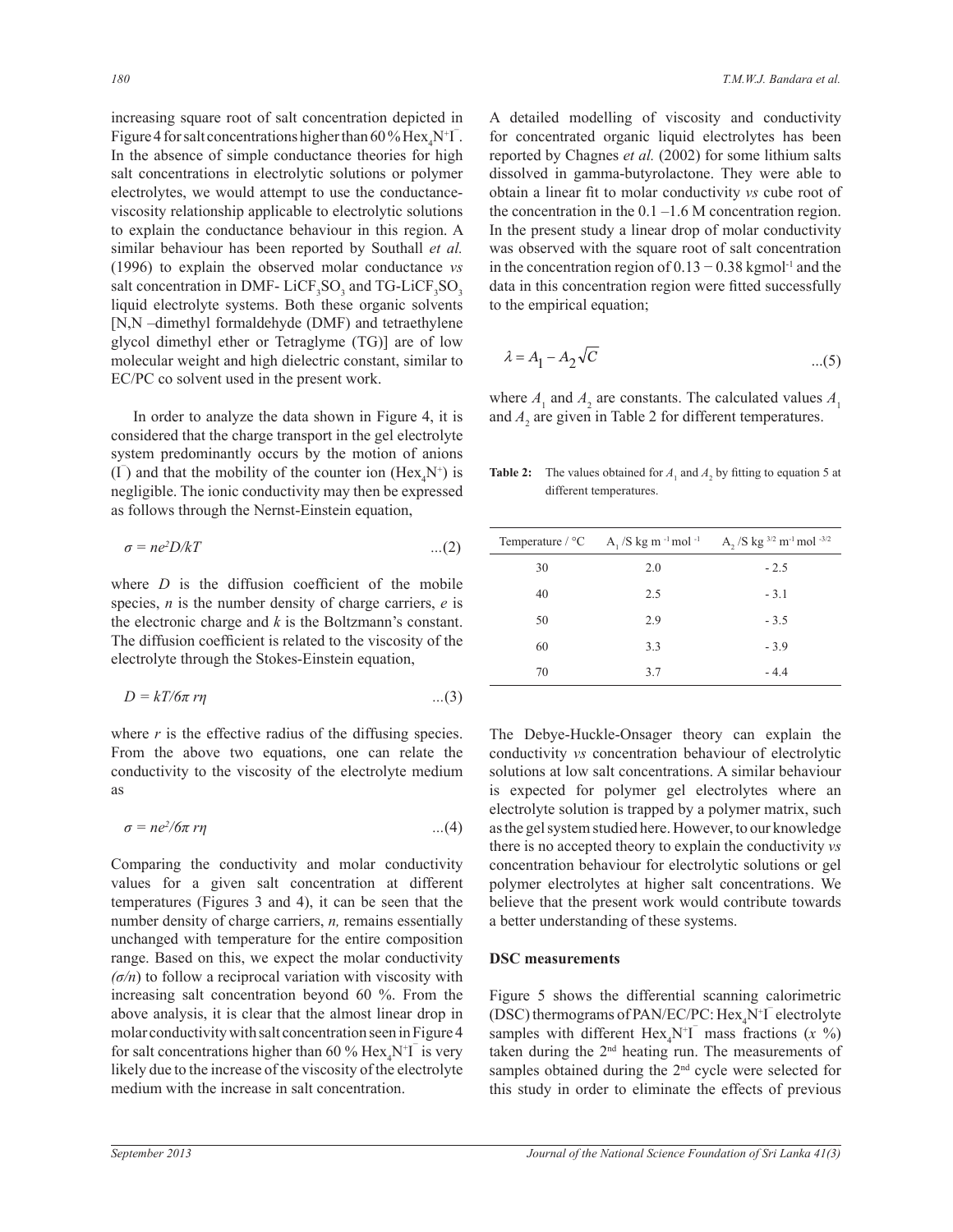increasing square root of salt concentration depicted in Figure 4 for salt concentrations higher than 60 % $Hex_4N^+I^-$. In the absence of simple conductance theories for high salt concentrations in electrolytic solutions or polymer electrolytes, we would attempt to use the conductance-viscosity relationship applicable to electrolytic solutions to explain the conductance behaviour in this region. A similar behaviour has been reported by Southall *et al.* (1996) to explain the observed molar conductance *vs* salt concentration in DMF- $LiCF_3SO_3$ and TG-$LiCF_3SO_3$ liquid electrolyte systems. Both these organic solvents [N,N –dimethyl formaldehyde (DMF) and tetraethylene glycol dimethyl ether or Tetraglyme (TG)] are of low molecular weight and high dielectric constant, similar to EC/PC co solvent used in the present work.

In order to analyze the data shown in Figure 4, it is considered that the charge transport in the gel electrolyte system predominantly occurs by the motion of anions ($I^-$) and that the mobility of the counter ion ($Hex_4N^+$) is negligible. The ionic conductivity may then be expressed as follows through the Nernst-Einstein equation,

$$\sigma = ne^2D/kT \qquad ...(2)$$

where $D$ is the diffusion coefficient of the mobile species, $n$ is the number density of charge carriers, $e$ is the electronic charge and $k$ is the Boltzmann's constant. The diffusion coefficient is related to the viscosity of the electrolyte through the Stokes-Einstein equation,

$$D = kT/6\pi r\eta \qquad ...(3)$$

where $r$ is the effective radius of the diffusing species. From the above two equations, one can relate the conductivity to the viscosity of the electrolyte medium as

$$\sigma = ne^2/6\pi r\eta \qquad ...(4)$$

Comparing the conductivity and molar conductivity values for a given salt concentration at different temperatures (Figures 3 and 4), it can be seen that the number density of charge carriers, $n$, remains essentially unchanged with temperature for the entire composition range. Based on this, we expect the molar conductivity ($\sigma/n$) to follow a reciprocal variation with viscosity with increasing salt concentration beyond 60 %. From the above analysis, it is clear that the almost linear drop in molar conductivity with salt concentration seen in Figure 4 for salt concentrations higher than 60 % $Hex_4N^+I^-$ is very likely due to the increase of the viscosity of the electrolyte medium with the increase in salt concentration.

A detailed modelling of viscosity and conductivity for concentrated organic liquid electrolytes has been reported by Chagnes *et al.* (2002) for some lithium salts dissolved in gamma-butyrolactone. They were able to obtain a linear fit to molar conductivity *vs* cube root of the concentration in the 0.1 –1.6 M concentration region. In the present study a linear drop of molar conductivity was observed with the square root of salt concentration in the concentration region of 0.13 − 0.38 $kgmol^{-1}$ and the data in this concentration region were fitted successfully to the empirical equation;

$$\lambda = A_1 - A_2\sqrt{C} \qquad ...(5)$$

where $A_1$ and $A_2$ are constants. The calculated values $A_1$ and $A_2$ are given in Table 2 for different temperatures.

**Table 2:** The values obtained for $A_1$ and $A_2$ by fitting to equation 5 at different temperatures.

| Temperature / °C | $A_1$ /S kg m $^{-1}$ mol $^{-1}$ | $A_2$ /S kg $^{3/2}$ m$^{-1}$ mol $^{-3/2}$ |
|---|---|---|
| 30 | 2.0 | - 2.5 |
| 40 | 2.5 | - 3.1 |
| 50 | 2.9 | - 3.5 |
| 60 | 3.3 | - 3.9 |
| 70 | 3.7 | - 4.4 |

The Debye-Huckle-Onsager theory can explain the conductivity *vs* concentration behaviour of electrolytic solutions at low salt concentrations. A similar behaviour is expected for polymer gel electrolytes where an electrolyte solution is trapped by a polymer matrix, such as the gel system studied here. However, to our knowledge there is no accepted theory to explain the conductivity *vs* concentration behaviour for electrolytic solutions or gel polymer electrolytes at higher salt concentrations. We believe that the present work would contribute towards a better understanding of these systems.

## DSC measurements

Figure 5 shows the differential scanning calorimetric (DSC) thermograms of PAN/EC/PC: $Hex_4N^+I^-$ electrolyte samples with different $Hex_4N^+I^-$ mass fractions ($x$ %) taken during the 2nd heating run. The measurements of samples obtained during the 2nd cycle were selected for this study in order to eliminate the effects of previous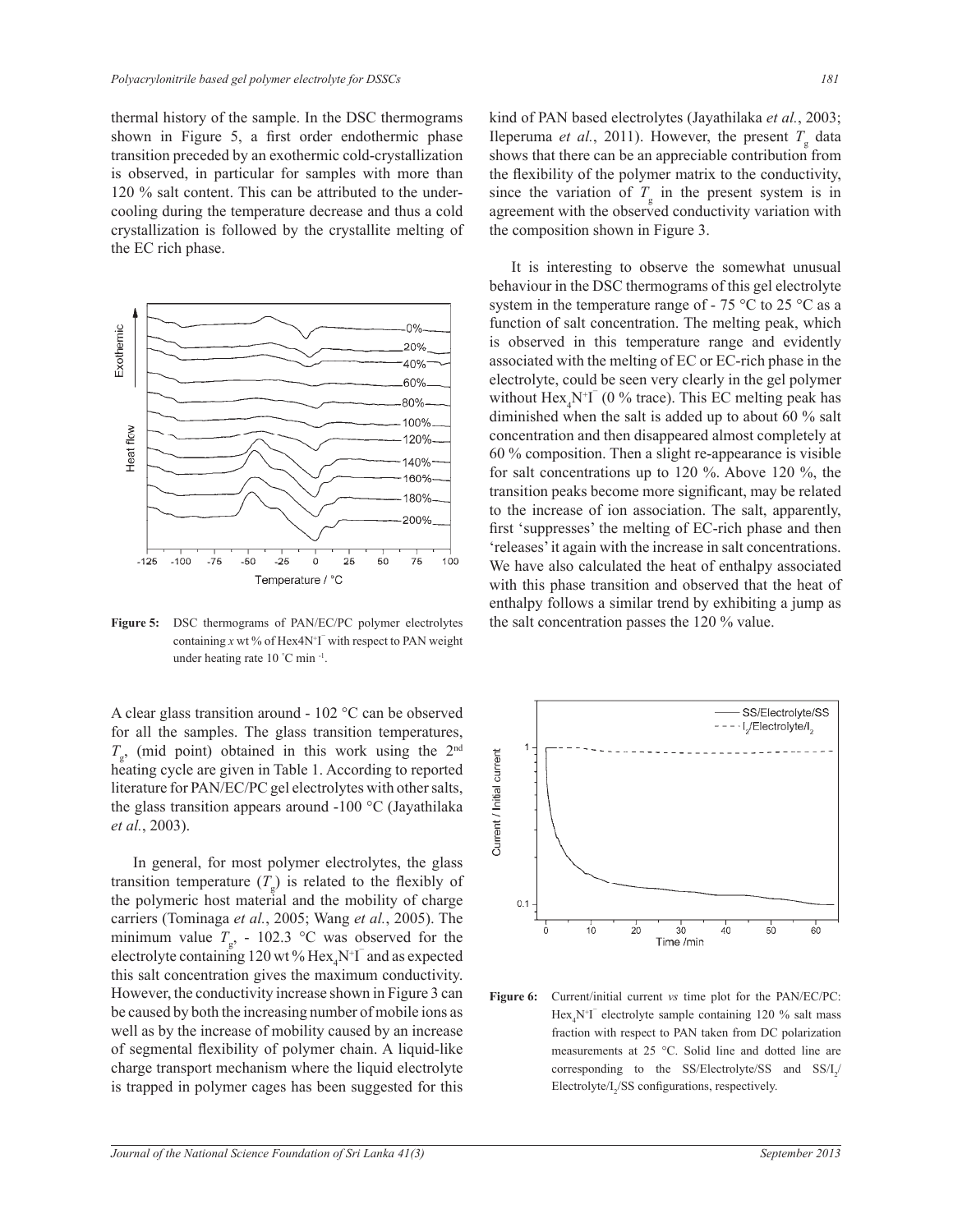thermal history of the sample. In the DSC thermograms shown in Figure 5, a first order endothermic phase transition preceded by an exothermic cold-crystallization is observed, in particular for samples with more than 120 % salt content. This can be attributed to the under-cooling during the temperature decrease and thus a cold crystallization is followed by the crystallite melting of the EC rich phase.

**Figure 5:** DSC thermograms of PAN/EC/PC polymer electrolytes containing *x* wt % of Hex4N$^+$I$^-$ with respect to PAN weight under heating rate 10 °C min$^{-1}$.

A clear glass transition around - 102 °C can be observed for all the samples. The glass transition temperatures, $T_g$, (mid point) obtained in this work using the 2$^{nd}$ heating cycle are given in Table 1. According to reported literature for PAN/EC/PC gel electrolytes with other salts, the glass transition appears around -100 °C (Jayathilaka *et al.*, 2003).

In general, for most polymer electrolytes, the glass transition temperature ($T_g$) is related to the flexibly of the polymeric host material and the mobility of charge carriers (Tominaga *et al.*, 2005; Wang *et al.*, 2005). The minimum value $T_g$, - 102.3 °C was observed for the electrolyte containing 120 wt % $Hex_4N^+I^-$ and as expected this salt concentration gives the maximum conductivity. However, the conductivity increase shown in Figure 3 can be caused by both the increasing number of mobile ions as well as by the increase of mobility caused by an increase of segmental flexibility of polymer chain. A liquid-like charge transport mechanism where the liquid electrolyte is trapped in polymer cages has been suggested for this kind of PAN based electrolytes (Jayathilaka *et al.*, 2003; Ileperuma *et al.*, 2011). However, the present $T_g$ data shows that there can be an appreciable contribution from the flexibility of the polymer matrix to the conductivity, since the variation of $T_g$ in the present system is in agreement with the observed conductivity variation with the composition shown in Figure 3.

It is interesting to observe the somewhat unusual behaviour in the DSC thermograms of this gel electrolyte system in the temperature range of - 75 °C to 25 °C as a function of salt concentration. The melting peak, which is observed in this temperature range and evidently associated with the melting of EC or EC-rich phase in the electrolyte, could be seen very clearly in the gel polymer without $Hex_4N^+I^-$ (0 % trace). This EC melting peak has diminished when the salt is added up to about 60 % salt concentration and then disappeared almost completely at 60 % composition. Then a slight re-appearance is visible for salt concentrations up to 120 %. Above 120 %, the transition peaks become more significant, may be related to the increase of ion association. The salt, apparently, first 'suppresses' the melting of EC-rich phase and then 'releases' it again with the increase in salt concentrations. We have also calculated the heat of enthalpy associated with this phase transition and observed that the heat of enthalpy follows a similar trend by exhibiting a jump as the salt concentration passes the 120 % value.

**Figure 6:** Current/initial current *vs* time plot for the PAN/EC/PC: $Hex_4N^+I^-$ electrolyte sample containing 120 % salt mass fraction with respect to PAN taken from DC polarization measurements at 25 °C. Solid line and dotted line are corresponding to the SS/Electrolyte/SS and SS/$I_2$/Electrolyte/$I_2$/SS configurations, respectively.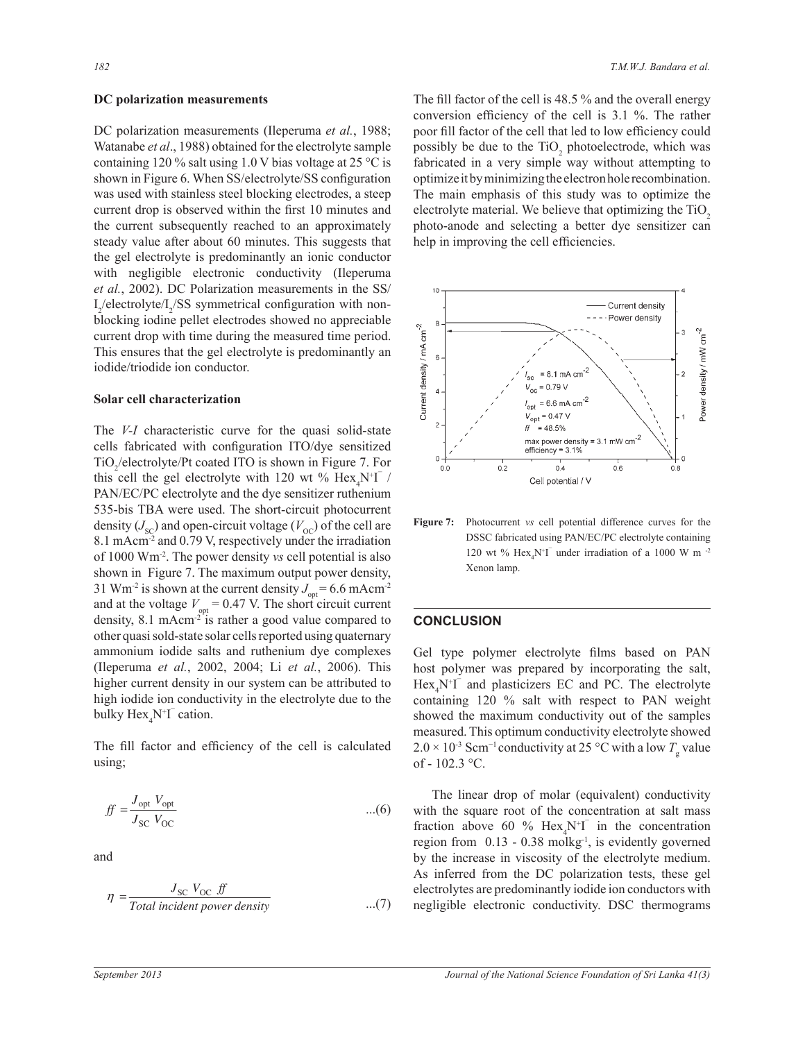**DC polarization measurements**

DC polarization measurements (Ileperuma *et al.*, 1988; Watanabe *et al*., 1988) obtained for the electrolyte sample containing 120 % salt using 1.0 V bias voltage at 25 °C is shown in Figure 6. When SS/electrolyte/SS configuration was used with stainless steel blocking electrodes, a steep current drop is observed within the first 10 minutes and the current subsequently reached to an approximately steady value after about 60 minutes. This suggests that the gel electrolyte is predominantly an ionic conductor with negligible electronic conductivity (Ileperuma *et al.*, 2002). DC Polarization measurements in the SS/ $I_2$/electrolyte/$I_2$/SS symmetrical configuration with non-blocking iodine pellet electrodes showed no appreciable current drop with time during the measured time period. This ensures that the gel electrolyte is predominantly an iodide/triodide ion conductor.

**Solar cell characterization**

The *V-I* characteristic curve for the quasi solid-state cells fabricated with configuration ITO/dye sensitized $TiO_2$/electrolyte/Pt coated ITO is shown in Figure 7. For this cell the gel electrolyte with 120 wt % $Hex_4N^+I^-$ / PAN/EC/PC electrolyte and the dye sensitizer ruthenium 535-bis TBA were used. The short-circuit photocurrent density ($J_{SC}$) and open-circuit voltage ($V_{OC}$) of the cell are 8.1 mAcm$^{-2}$ and 0.79 V, respectively under the irradiation of 1000 Wm$^{-2}$. The power density *vs* cell potential is also shown in Figure 7. The maximum output power density, 31 Wm$^{-2}$ is shown at the current density $J_{opt}$ = 6.6 mAcm$^{-2}$ and at the voltage $V_{opt}$ = 0.47 V. The short circuit current density, 8.1 mAcm$^{-2}$ is rather a good value compared to other quasi sold-state solar cells reported using quaternary ammonium iodide salts and ruthenium dye complexes (Ileperuma *et al.*, 2002, 2004; Li *et al.*, 2006). This higher current density in our system can be attributed to high iodide ion conductivity in the electrolyte due to the bulky $Hex_4N^+I^-$ cation.

The fill factor and efficiency of the cell is calculated using;

$$ff = \frac{J_{opt}\ V_{opt}}{J_{SC}\ V_{OC}} \qquad ...(6)$$

and

$$\eta = \frac{J_{SC}\ V_{OC}\ ff}{Total\ incident\ power\ density} \qquad ...(7)$$

The fill factor of the cell is 48.5 % and the overall energy conversion efficiency of the cell is 3.1 %. The rather poor fill factor of the cell that led to low efficiency could possibly be due to the $TiO_2$ photoelectrode, which was fabricated in a very simple way without attempting to optimize it by minimizing the electron hole recombination. The main emphasis of this study was to optimize the electrolyte material. We believe that optimizing the $TiO_2$ photo-anode and selecting a better dye sensitizer can help in improving the cell efficiencies.

**Figure 7:** Photocurrent *vs* cell potential difference curves for the DSSC fabricated using PAN/EC/PC electrolyte containing 120 wt % $Hex_4N^+I^-$ under irradiation of a 1000 W m$^{-2}$ Xenon lamp.

## CONCLUSION

Gel type polymer electrolyte films based on PAN host polymer was prepared by incorporating the salt, $Hex_4N^+I^-$ and plasticizers EC and PC. The electrolyte containing 120 % salt with respect to PAN weight showed the maximum conductivity out of the samples measured. This optimum conductivity electrolyte showed $2.0 \times 10^{-3}$ Scm$^{-1}$ conductivity at 25 °C with a low $T_g$ value of - 102.3 °C.

The linear drop of molar (equivalent) conductivity with the square root of the concentration at salt mass fraction above 60 % $Hex_4N^+I^-$ in the concentration region from 0.13 - 0.38 molkg$^{-1}$, is evidently governed by the increase in viscosity of the electrolyte medium. As inferred from the DC polarization tests, these gel electrolytes are predominantly iodide ion conductors with negligible electronic conductivity. DSC thermograms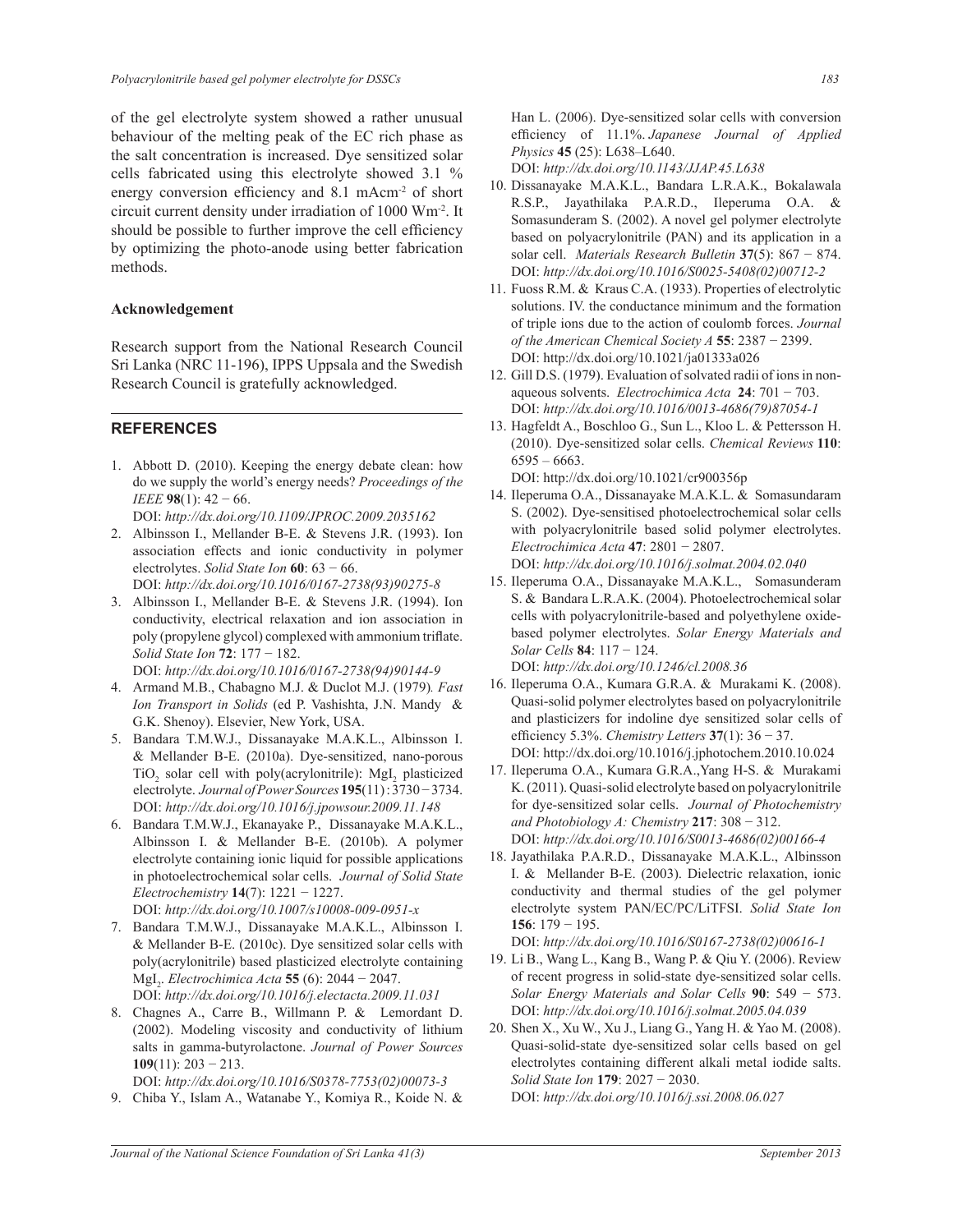of the gel electrolyte system showed a rather unusual behaviour of the melting peak of the EC rich phase as the salt concentration is increased. Dye sensitized solar cells fabricated using this electrolyte showed 3.1 % energy conversion efficiency and 8.1 $mAcm^{-2}$ of short circuit current density under irradiation of 1000 $Wm^{-2}$. It should be possible to further improve the cell efficiency by optimizing the photo-anode using better fabrication methods.

### Acknowledgement

Research support from the National Research Council Sri Lanka (NRC 11-196), IPPS Uppsala and the Swedish Research Council is gratefully acknowledged.

## REFERENCES

1. Abbott D. (2010). Keeping the energy debate clean: how do we supply the world's energy needs? *Proceedings of the IEEE* **98**(1): 42 − 66.
   DOI: *http://dx.doi.org/10.1109/JPROC.2009.2035162*
2. Albinsson I., Mellander B-E. & Stevens J.R. (1993). Ion association effects and ionic conductivity in polymer electrolytes. *Solid State Ion* **60**: 63 − 66.
   DOI: *http://dx.doi.org/10.1016/0167-2738(93)90275-8*
3. Albinsson I., Mellander B-E. & Stevens J.R. (1994). Ion conductivity, electrical relaxation and ion association in poly (propylene glycol) complexed with ammonium triflate. *Solid State Ion* **72**: 177 − 182.
   DOI: *http://dx.doi.org/10.1016/0167-2738(94)90144-9*
4. Armand M.B., Chabagno M.J. & Duclot M.J. (1979)*. Fast Ion Transport in Solids* (ed P. Vashishta, J.N. Mandy & G.K. Shenoy). Elsevier, New York, USA.
5. Bandara T.M.W.J., Dissanayake M.A.K.L., Albinsson I. & Mellander B-E. (2010a). Dye-sensitized, nano-porous $TiO_2$ solar cell with poly(acrylonitrile): $MgI_2$ plasticized electrolyte. *Journal of Power Sources* **195**(11) : 3730 − 3734.
   DOI: *http://dx.doi.org/10.1016/j.jpowsour.2009.11.148*
6. Bandara T.M.W.J., Ekanayake P., Dissanayake M.A.K.L., Albinsson I. & Mellander B-E. (2010b). A polymer electrolyte containing ionic liquid for possible applications in photoelectrochemical solar cells. *Journal of Solid State Electrochemistry* **14**(7): 1221 − 1227.
   DOI: *http://dx.doi.org/10.1007/s10008-009-0951-x*
7. Bandara T.M.W.J., Dissanayake M.A.K.L., Albinsson I. & Mellander B-E. (2010c). Dye sensitized solar cells with poly(acrylonitrile) based plasticized electrolyte containing $MgI_2$. *Electrochimica Acta* **55** (6): 2044 − 2047.
   DOI: *http://dx.doi.org/10.1016/j.electacta.2009.11.031*
8. Chagnes A., Carre B., Willmann P. & Lemordant D. (2002). Modeling viscosity and conductivity of lithium salts in gamma-butyrolactone. *Journal of Power Sources* **109**(11): 203 − 213.
   DOI: *http://dx.doi.org/10.1016/S0378-7753(02)00073-3*
9. Chiba Y., Islam A., Watanabe Y., Komiya R., Koide N. & Han L. (2006). Dye-sensitized solar cells with conversion efficiency of 11.1%. *Japanese Journal of Applied Physics* **45** (25): L638–L640.
   DOI: *http://dx.doi.org/10.1143/JJAP.45.L638*
10. Dissanayake M.A.K.L., Bandara L.R.A.K., Bokalawala R.S.P., Jayathilaka P.A.R.D., Ileperuma O.A. & Somasunderam S. (2002). A novel gel polymer electrolyte based on polyacrylonitrile (PAN) and its application in a solar cell. *Materials Research Bulletin* **37**(5): 867 − 874.
    DOI: *http://dx.doi.org/10.1016/S0025-5408(02)00712-2*
11. Fuoss R.M. & Kraus C.A. (1933). Properties of electrolytic solutions. IV. the conductance minimum and the formation of triple ions due to the action of coulomb forces. *Journal of the American Chemical Society A* **55**: 2387 − 2399.
    DOI: http://dx.doi.org/10.1021/ja01333a026
12. Gill D.S. (1979). Evaluation of solvated radii of ions in non-aqueous solvents. *Electrochimica Acta* **24**: 701 − 703.
    DOI: *http://dx.doi.org/10.1016/0013-4686(79)87054-1*
13. Hagfeldt A., Boschloo G., Sun L., Kloo L. & Pettersson H. (2010). Dye-sensitized solar cells. *Chemical Reviews* **110**: 6595 – 6663.
    DOI: http://dx.doi.org/10.1021/cr900356p
14. Ileperuma O.A., Dissanayake M.A.K.L. & Somasundaram S. (2002). Dye-sensitised photoelectrochemical solar cells with polyacrylonitrile based solid polymer electrolytes. *Electrochimica Acta* **47**: 2801 − 2807.
    DOI: *http://dx.doi.org/10.1016/j.solmat.2004.02.040*
15. Ileperuma O.A., Dissanayake M.A.K.L., Somasunderam S. & Bandara L.R.A.K. (2004). Photoelectrochemical solar cells with polyacrylonitrile-based and polyethylene oxide-based polymer electrolytes. *Solar Energy Materials and Solar Cells* **84**: 117 − 124.
    DOI: *http://dx.doi.org/10.1246/cl.2008.36*
16. Ileperuma O.A., Kumara G.R.A. & Murakami K. (2008). Quasi-solid polymer electrolytes based on polyacrylonitrile and plasticizers for indoline dye sensitized solar cells of efficiency 5.3%. *Chemistry Letters* **37**(1): 36 − 37.
    DOI: http://dx.doi.org/10.1016/j.jphotochem.2010.10.024
17. Ileperuma O.A., Kumara G.R.A.,Yang H-S. & Murakami K. (2011). Quasi-solid electrolyte based on polyacrylonitrile for dye-sensitized solar cells. *Journal of Photochemistry and Photobiology A: Chemistry* **217**: 308 − 312.
    DOI: *http://dx.doi.org/10.1016/S0013-4686(02)00166-4*
18. Jayathilaka P.A.R.D., Dissanayake M.A.K.L., Albinsson I. & Mellander B-E. (2003). Dielectric relaxation, ionic conductivity and thermal studies of the gel polymer electrolyte system PAN/EC/PC/LiTFSI. *Solid State Ion* **156**: 179 − 195.
    DOI: *http://dx.doi.org/10.1016/S0167-2738(02)00616-1*
19. Li B., Wang L., Kang B., Wang P. & Qiu Y. (2006). Review of recent progress in solid-state dye-sensitized solar cells. *Solar Energy Materials and Solar Cells* **90**: 549 − 573.
    DOI: *http://dx.doi.org/10.1016/j.solmat.2005.04.039*
20. Shen X., Xu W., Xu J., Liang G., Yang H. & Yao M. (2008). Quasi-solid-state dye-sensitized solar cells based on gel electrolytes containing different alkali metal iodide salts. *Solid State Ion* **179**: 2027 − 2030.
    DOI: *http://dx.doi.org/10.1016/j.ssi.2008.06.027*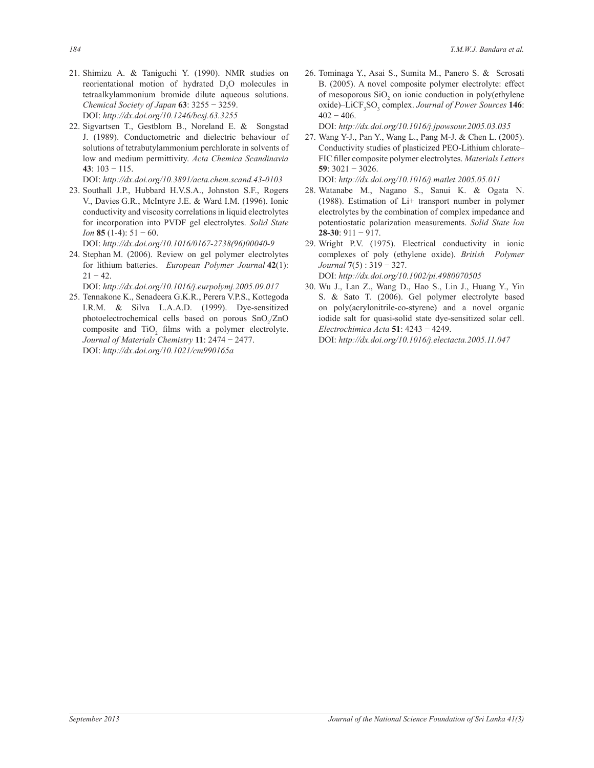21. Shimizu A. & Taniguchi Y. (1990). NMR studies on reorientational motion of hydrated $D_2O$ molecules in tetraalkylammonium bromide dilute aqueous solutions. *Chemical Society of Japan* **63**: 3255 − 3259.
    DOI: *http://dx.doi.org/10.1246/bcsj.63.3255*

22. Sigvartsen T., Gestblom B., Noreland E. & Songstad J. (1989). Conductometric and dielectric behaviour of solutions of tetrabutylammonium perchlorate in solvents of low and medium permittivity. *Acta Chemica Scandinavia* **43**: 103 − 115.
    DOI: *http://dx.doi.org/10.3891/acta.chem.scand.43-0103*

23. Southall J.P., Hubbard H.V.S.A., Johnston S.F., Rogers V., Davies G.R., McIntyre J.E. & Ward I.M. (1996). Ionic conductivity and viscosity correlations in liquid electrolytes for incorporation into PVDF gel electrolytes. *Solid State Ion* **85** (1-4): 51 − 60.
    DOI: *http://dx.doi.org/10.1016/0167-2738(96)00040-9*

24. Stephan M. (2006). Review on gel polymer electrolytes for lithium batteries. *European Polymer Journal* **42**(1): 21 − 42.
    DOI: *http://dx.doi.org/10.1016/j.eurpolymj.2005.09.017*

25. Tennakone K., Senadeera G.K.R., Perera V.P.S., Kottegoda I.R.M. & Silva L.A.A.D. (1999). Dye-sensitized photoelectrochemical cells based on porous $SnO_2$/ZnO composite and $TiO_2$ films with a polymer electrolyte. *Journal of Materials Chemistry* **11**: 2474 − 2477.
    DOI: *http://dx.doi.org/10.1021/cm990165a*

26. Tominaga Y., Asai S., Sumita M., Panero S. & Scrosati B. (2005). A novel composite polymer electrolyte: effect of mesoporous $SiO_2$ on ionic conduction in poly(ethylene oxide)–$LiCF_3SO_3$ complex. *Journal of Power Sources* **146**: 402 − 406.
    DOI: *http://dx.doi.org/10.1016/j.jpowsour.2005.03.035*

27. Wang Y-J., Pan Y., Wang L., Pang M-J. & Chen L. (2005). Conductivity studies of plasticized PEO-Lithium chlorate–FIC filler composite polymer electrolytes. *Materials Letters* **59**: 3021 − 3026.
    DOI: *http://dx.doi.org/10.1016/j.matlet.2005.05.011*

28. Watanabe M., Nagano S., Sanui K. & Ogata N. (1988). Estimation of Li+ transport number in polymer electrolytes by the combination of complex impedance and potentiostatic polarization measurements. *Solid State lon* **28-30**: 911 − 917.

29. Wright P.V. (1975). Electrical conductivity in ionic complexes of poly (ethylene oxide). *British Polymer Journal* **7**(5) : 319 − 327.
    DOI: *http://dx.doi.org/10.1002/pi.4980070505*

30. Wu J., Lan Z., Wang D., Hao S., Lin J., Huang Y., Yin S. & Sato T. (2006). Gel polymer electrolyte based on poly(acrylonitrile-co-styrene) and a novel organic iodide salt for quasi-solid state dye-sensitized solar cell. *Electrochimica Acta* **51**: 4243 − 4249.
    DOI: *http://dx.doi.org/10.1016/j.electacta.2005.11.047*